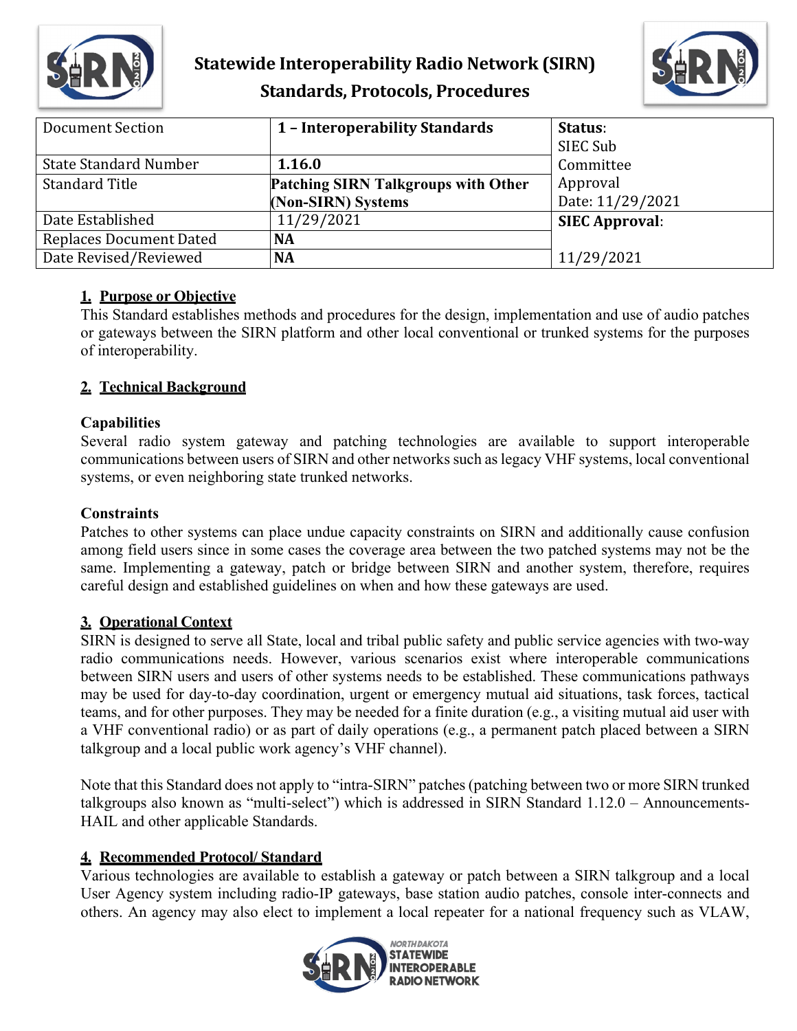# Statewide Interoperability Radio Network (SIRN)
## Standards, Protocols, Procedures

| Document Section | **1 – Interoperability Standards** | **Status**: SIEC Sub Committee Approval Date: 11/29/2021 |
|---|---|---|
| State Standard Number | **1.16.0** | |
| Standard Title | **Patching SIRN Talkgroups with Other (Non-SIRN) Systems** | |
| Date Established | 11/29/2021 | **SIEC Approval**: |
| Replaces Document Dated | **NA** | |
| Date Revised/Reviewed | **NA** | 11/29/2021 |

### 1. Purpose or Objective

This Standard establishes methods and procedures for the design, implementation and use of audio patches or gateways between the SIRN platform and other local conventional or trunked systems for the purposes of interoperability.

### 2. Technical Background

**Capabilities**

Several radio system gateway and patching technologies are available to support interoperable communications between users of SIRN and other networks such as legacy VHF systems, local conventional systems, or even neighboring state trunked networks.

**Constraints**

Patches to other systems can place undue capacity constraints on SIRN and additionally cause confusion among field users since in some cases the coverage area between the two patched systems may not be the same. Implementing a gateway, patch or bridge between SIRN and another system, therefore, requires careful design and established guidelines on when and how these gateways are used.

### 3. Operational Context

SIRN is designed to serve all State, local and tribal public safety and public service agencies with two-way radio communications needs. However, various scenarios exist where interoperable communications between SIRN users and users of other systems needs to be established. These communications pathways may be used for day-to-day coordination, urgent or emergency mutual aid situations, task forces, tactical teams, and for other purposes. They may be needed for a finite duration (e.g., a visiting mutual aid user with a VHF conventional radio) or as part of daily operations (e.g., a permanent patch placed between a SIRN talkgroup and a local public work agency's VHF channel).

Note that this Standard does not apply to "intra-SIRN" patches (patching between two or more SIRN trunked talkgroups also known as "multi-select") which is addressed in SIRN Standard 1.12.0 – Announcements-HAIL and other applicable Standards.

### 4. Recommended Protocol/ Standard

Various technologies are available to establish a gateway or patch between a SIRN talkgroup and a local User Agency system including radio-IP gateways, base station audio patches, console inter-connects and others. An agency may also elect to implement a local repeater for a national frequency such as VLAW,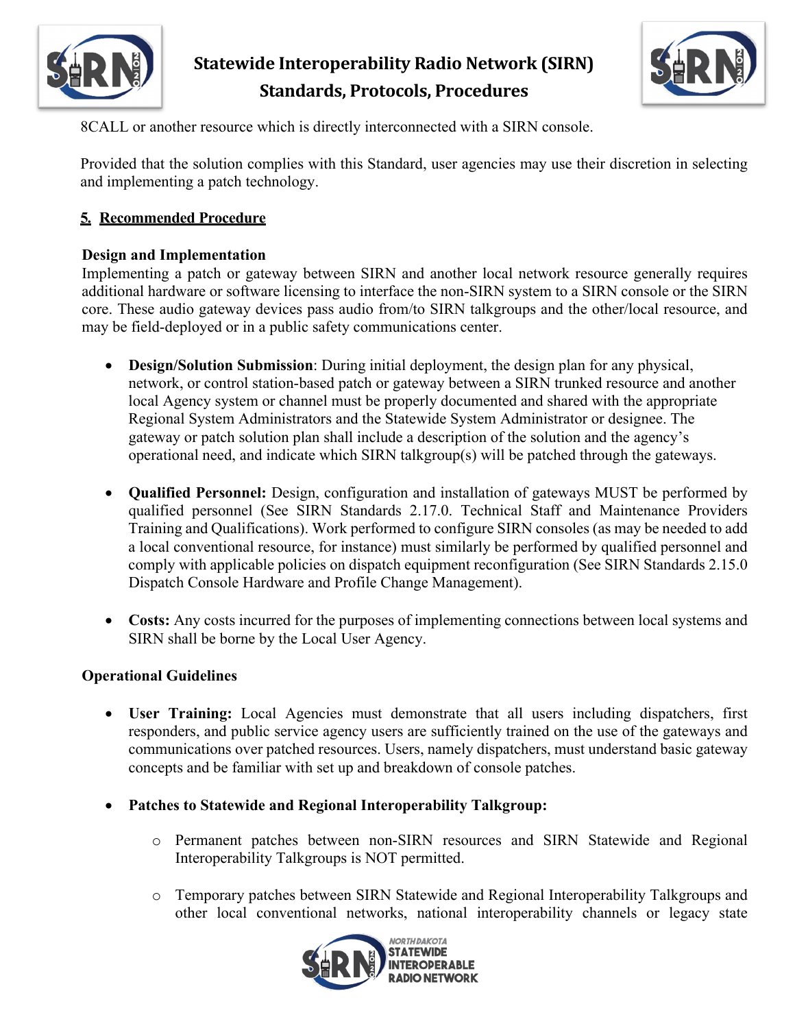8CALL or another resource which is directly interconnected with a SIRN console.

Provided that the solution complies with this Standard, user agencies may use their discretion in selecting and implementing a patch technology.

## 5. Recommended Procedure

### Design and Implementation

Implementing a patch or gateway between SIRN and another local network resource generally requires additional hardware or software licensing to interface the non-SIRN system to a SIRN console or the SIRN core. These audio gateway devices pass audio from/to SIRN talkgroups and the other/local resource, and may be field-deployed or in a public safety communications center.

- **Design/Solution Submission**: During initial deployment, the design plan for any physical, network, or control station-based patch or gateway between a SIRN trunked resource and another local Agency system or channel must be properly documented and shared with the appropriate Regional System Administrators and the Statewide System Administrator or designee. The gateway or patch solution plan shall include a description of the solution and the agency's operational need, and indicate which SIRN talkgroup(s) will be patched through the gateways.

- **Qualified Personnel:** Design, configuration and installation of gateways MUST be performed by qualified personnel (See SIRN Standards 2.17.0. Technical Staff and Maintenance Providers Training and Qualifications). Work performed to configure SIRN consoles (as may be needed to add a local conventional resource, for instance) must similarly be performed by qualified personnel and comply with applicable policies on dispatch equipment reconfiguration (See SIRN Standards 2.15.0 Dispatch Console Hardware and Profile Change Management).

- **Costs:** Any costs incurred for the purposes of implementing connections between local systems and SIRN shall be borne by the Local User Agency.

### Operational Guidelines

- **User Training:** Local Agencies must demonstrate that all users including dispatchers, first responders, and public service agency users are sufficiently trained on the use of the gateways and communications over patched resources. Users, namely dispatchers, must understand basic gateway concepts and be familiar with set up and breakdown of console patches.

- **Patches to Statewide and Regional Interoperability Talkgroup:**
  - Permanent patches between non-SIRN resources and SIRN Statewide and Regional Interoperability Talkgroups is NOT permitted.
  - Temporary patches between SIRN Statewide and Regional Interoperability Talkgroups and other local conventional networks, national interoperability channels or legacy state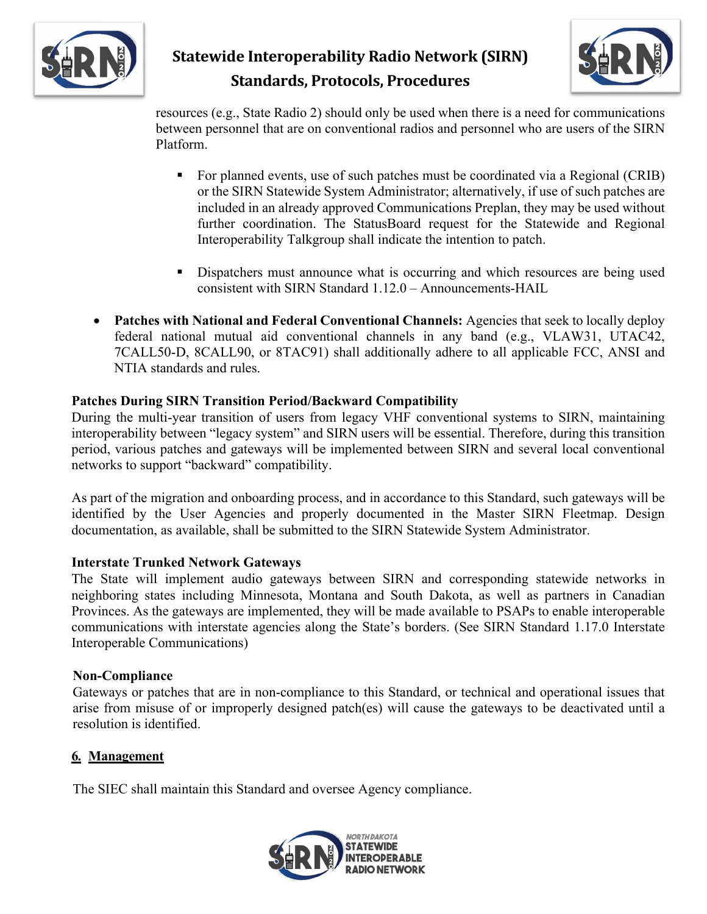resources (e.g., State Radio 2) should only be used when there is a need for communications between personnel that are on conventional radios and personnel who are users of the SIRN Platform.

- For planned events, use of such patches must be coordinated via a Regional (CRIB) or the SIRN Statewide System Administrator; alternatively, if use of such patches are included in an already approved Communications Preplan, they may be used without further coordination. The StatusBoard request for the Statewide and Regional Interoperability Talkgroup shall indicate the intention to patch.

- Dispatchers must announce what is occurring and which resources are being used consistent with SIRN Standard 1.12.0 – Announcements-HAIL

- **Patches with National and Federal Conventional Channels:** Agencies that seek to locally deploy federal national mutual aid conventional channels in any band (e.g., VLAW31, UTAC42, 7CALL50-D, 8CALL90, or 8TAC91) shall additionally adhere to all applicable FCC, ANSI and NTIA standards and rules.

**Patches During SIRN Transition Period/Backward Compatibility**

During the multi-year transition of users from legacy VHF conventional systems to SIRN, maintaining interoperability between "legacy system" and SIRN users will be essential. Therefore, during this transition period, various patches and gateways will be implemented between SIRN and several local conventional networks to support "backward" compatibility.

As part of the migration and onboarding process, and in accordance to this Standard, such gateways will be identified by the User Agencies and properly documented in the Master SIRN Fleetmap. Design documentation, as available, shall be submitted to the SIRN Statewide System Administrator.

**Interstate Trunked Network Gateways**

The State will implement audio gateways between SIRN and corresponding statewide networks in neighboring states including Minnesota, Montana and South Dakota, as well as partners in Canadian Provinces. As the gateways are implemented, they will be made available to PSAPs to enable interoperable communications with interstate agencies along the State's borders. (See SIRN Standard 1.17.0 Interstate Interoperable Communications)

**Non-Compliance**

Gateways or patches that are in non-compliance to this Standard, or technical and operational issues that arise from misuse of or improperly designed patch(es) will cause the gateways to be deactivated until a resolution is identified.

## 6. Management

The SIEC shall maintain this Standard and oversee Agency compliance.